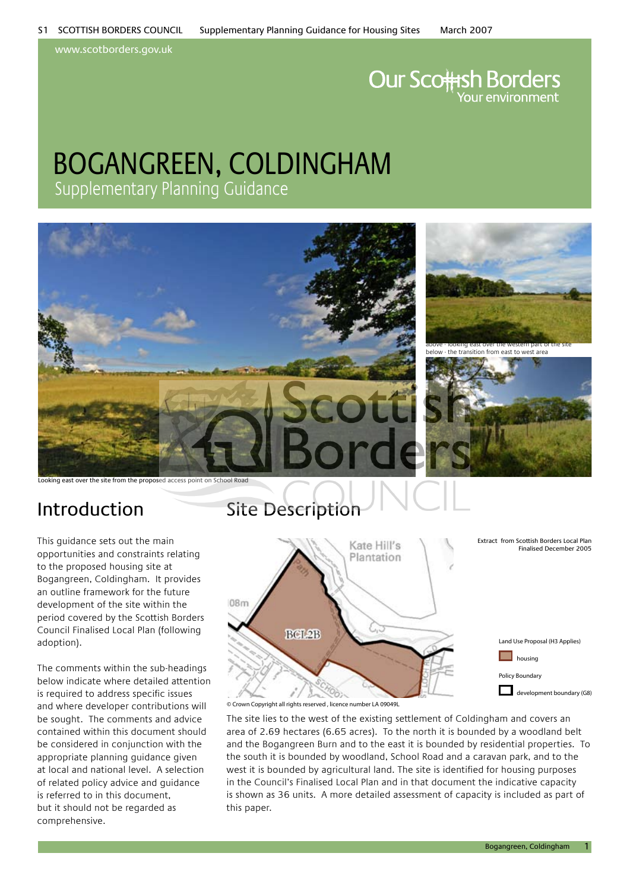www.scotborders.gov.uk

# BOGANGREEN, COLDINGHAM

## Supplementary Planning Guidance

Looking east over the site from the proposed access point on School Road

above - looking east over the western part of the site
below - the transition from east to west area

## Introduction

This guidance sets out the main opportunities and constraints relating to the proposed housing site at Bogangreen, Coldingham. It provides an outline framework for the future development of the site within the period covered by the Scottish Borders Council Finalised Local Plan (following adoption).

The comments within the sub-headings below indicate where detailed attention is required to address specific issues and where developer contributions will be sought. The comments and advice contained within this document should be considered in conjunction with the appropriate planning guidance given at local and national level. A selection of related policy advice and guidance is referred to in this document, but it should not be regarded as comprehensive.

## Site Description

Extract from Scottish Borders Local Plan Finalised December 2005

Land Use Proposal (H3 Applies)

housing

Policy Boundary

development boundary (G8)

© Crown Copyright all rights reserved , licence number LA 09049L

The site lies to the west of the existing settlement of Coldingham and covers an area of 2.69 hectares (6.65 acres). To the north it is bounded by a woodland belt and the Bogangreen Burn and to the east it is bounded by residential properties. To the south it is bounded by woodland, School Road and a caravan park, and to the west it is bounded by agricultural land. The site is identified for housing purposes in the Council's Finalised Local Plan and in that document the indicative capacity is shown as 36 units. A more detailed assessment of capacity is included as part of this paper.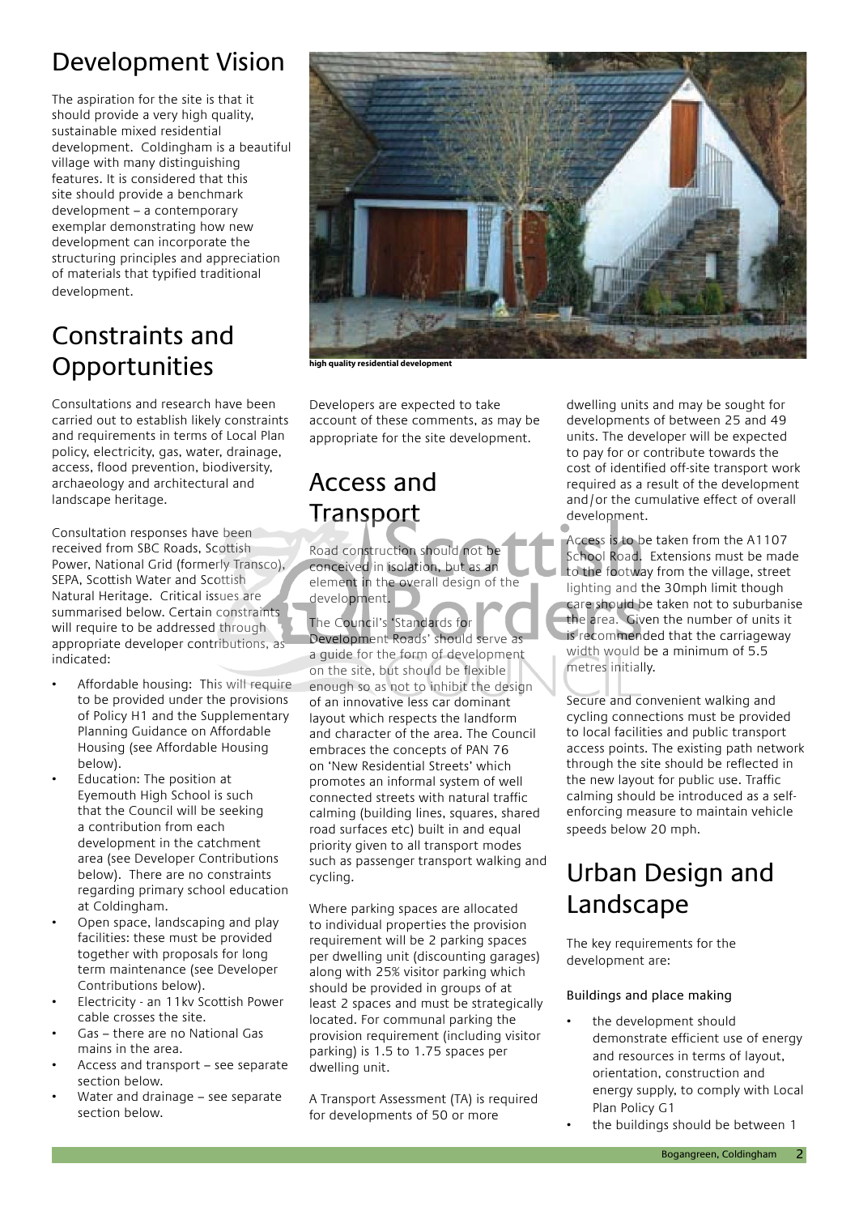## Development Vision

The aspiration for the site is that it should provide a very high quality, sustainable mixed residential development. Coldingham is a beautiful village with many distinguishing features. It is considered that this site should provide a benchmark development – a contemporary exemplar demonstrating how new development can incorporate the structuring principles and appreciation of materials that typified traditional development.

**high quality residential development**

## Constraints and Opportunities

Consultations and research have been carried out to establish likely constraints and requirements in terms of Local Plan policy, electricity, gas, water, drainage, access, flood prevention, biodiversity, archaeology and architectural and landscape heritage.

Consultation responses have been received from SBC Roads, Scottish Power, National Grid (formerly Transco), SEPA, Scottish Water and Scottish Natural Heritage. Critical issues are summarised below. Certain constraints will require to be addressed through appropriate developer contributions, as indicated:

- Affordable housing: This will require to be provided under the provisions of Policy H1 and the Supplementary Planning Guidance on Affordable Housing (see Affordable Housing below).
- Education: The position at Eyemouth High School is such that the Council will be seeking a contribution from each development in the catchment area (see Developer Contributions below). There are no constraints regarding primary school education at Coldingham.
- Open space, landscaping and play facilities: these must be provided together with proposals for long term maintenance (see Developer Contributions below).
- Electricity - an 11kv Scottish Power cable crosses the site.
- Gas – there are no National Gas mains in the area.
- Access and transport – see separate section below.
- Water and drainage – see separate section below.

Developers are expected to take account of these comments, as may be appropriate for the site development.

## Access and Transport

Road construction should not be conceived in isolation, but as an element in the overall design of the development.

The Council's 'Standards for Development Roads' should serve as a guide for the form of development on the site, but should be flexible enough so as not to inhibit the design of an innovative less car dominant layout which respects the landform and character of the area. The Council embraces the concepts of PAN 76 on 'New Residential Streets' which promotes an informal system of well connected streets with natural traffic calming (building lines, squares, shared road surfaces etc) built in and equal priority given to all transport modes such as passenger transport walking and cycling.

Where parking spaces are allocated to individual properties the provision requirement will be 2 parking spaces per dwelling unit (discounting garages) along with 25% visitor parking which should be provided in groups of at least 2 spaces and must be strategically located. For communal parking the provision requirement (including visitor parking) is 1.5 to 1.75 spaces per dwelling unit.

A Transport Assessment (TA) is required for developments of 50 or more dwelling units and may be sought for developments of between 25 and 49 units. The developer will be expected to pay for or contribute towards the cost of identified off-site transport work required as a result of the development and/or the cumulative effect of overall development.

Access is to be taken from the A1107 School Road. Extensions must be made to the footway from the village, street lighting and the 30mph limit though care should be taken not to suburbanise the area. Given the number of units it is recommended that the carriageway width would be a minimum of 5.5 metres initially.

Secure and convenient walking and cycling connections must be provided to local facilities and public transport access points. The existing path network through the site should be reflected in the new layout for public use. Traffic calming should be introduced as a self-enforcing measure to maintain vehicle speeds below 20 mph.

## Urban Design and Landscape

The key requirements for the development are:

### Buildings and place making

- the development should demonstrate efficient use of energy and resources in terms of layout, orientation, construction and energy supply, to comply with Local Plan Policy G1
- the buildings should be between 1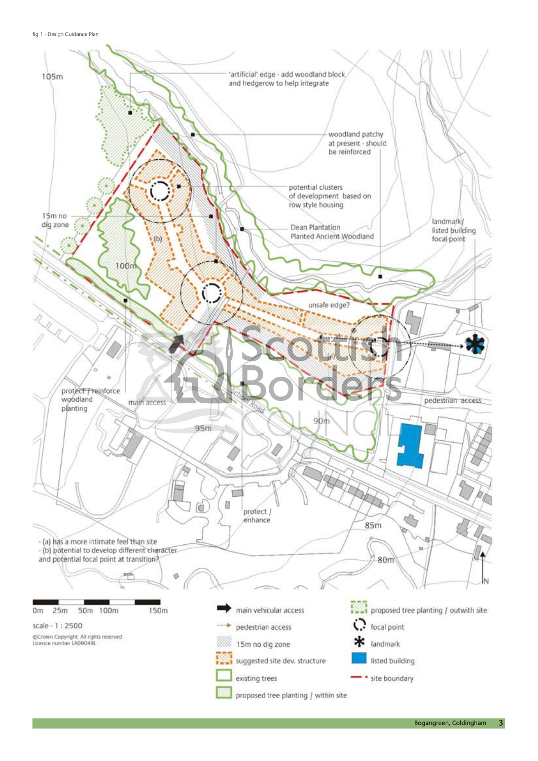fig 1 - Design Guidance Plan

105m

'artificial' edge - add woodland block and hedgerow to help integrate

woodland patchy at present - should be reinforced

potential clusters of development based on row style housing

15m no dig zone

Dean Plantation Planted Ancient Woodland

landmark/ listed building focal point

(b)

100m

unsafe edge?

(a)

protect / reinforce woodland planting

main access

School Road

pedestrian access

95m

90m

protect / enhance

85m

- (a) has a more intimate feel than site
- (b) potential to develop different character and potential focal point at transition?

80m

N

0m 25m 50m 100m 150m

scale - 1 : 2500

©Crown Copyright. All rights reserved Licence number LA09049L

- main vehicular access
- pedestrian access
- 15m no dig zone
- suggested site dev. structure
- existing trees
- proposed tree planting / within site
- proposed tree planting / outwith site
- focal point
- landmark
- listed building
- site boundary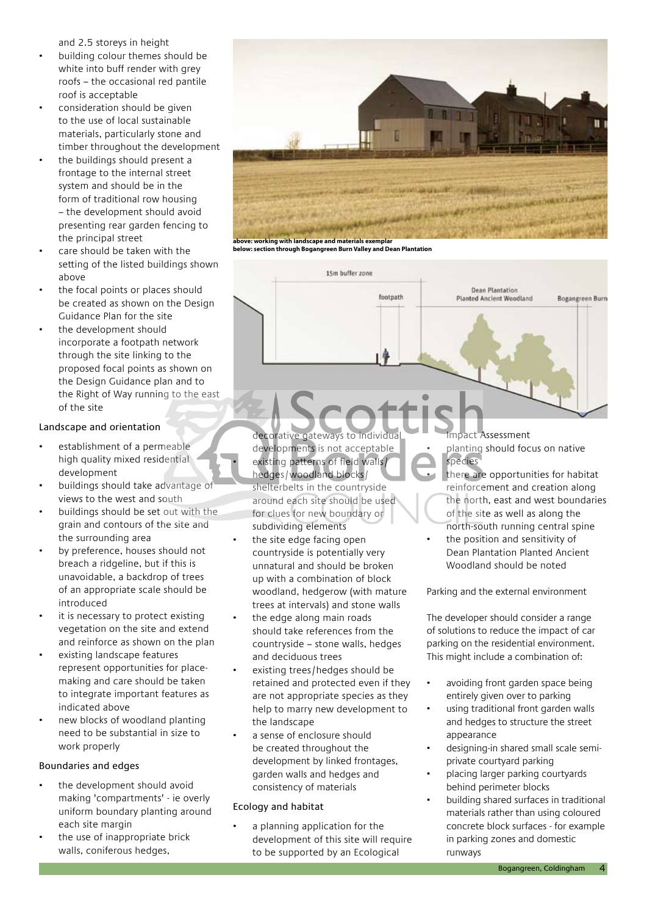and 2.5 storeys in height

- building colour themes should be white into buff render with grey roofs – the occasional red pantile roof is acceptable
- consideration should be given to the use of local sustainable materials, particularly stone and timber throughout the development
- the buildings should present a frontage to the internal street system and should be in the form of traditional row housing – the development should avoid presenting rear garden fencing to the principal street
- care should be taken with the setting of the listed buildings shown above
- the focal points or places should be created as shown on the Design Guidance Plan for the site
- the development should incorporate a footpath network through the site linking to the proposed focal points as shown on the Design Guidance plan and to the Right of Way running to the east of the site

**above: working with landscape and materials exemplar**
**below: section through Bogangreen Burn Valley and Dean Plantation**

15m buffer zone

footpath

Dean Plantation Planted Ancient Woodland

Bogangreen Burn

### Landscape and orientation

- establishment of a permeable high quality mixed residential development
- buildings should take advantage of views to the west and south
- buildings should be set out with the grain and contours of the site and the surrounding area
- by preference, houses should not breach a ridgeline, but if this is unavoidable, a backdrop of trees of an appropriate scale should be introduced
- it is necessary to protect existing vegetation on the site and extend and reinforce as shown on the plan
- existing landscape features represent opportunities for place-making and care should be taken to integrate important features as indicated above
- new blocks of woodland planting need to be substantial in size to work properly

### Boundaries and edges

- the development should avoid making 'compartments' - ie overly uniform boundary planting around each site margin
- the use of inappropriate brick walls, coniferous hedges, decorative gateways to individual developments is not acceptable
- existing patterns of field walls/hedges/woodland blocks/shelterbelts in the countryside around each site should be used for clues for new boundary or subdividing elements
- the site edge facing open countryside is potentially very unnatural and should be broken up with a combination of block woodland, hedgerow (with mature trees at intervals) and stone walls
- the edge along main roads should take references from the countryside – stone walls, hedges and deciduous trees
- existing trees/hedges should be retained and protected even if they are not appropriate species as they help to marry new development to the landscape
- a sense of enclosure should be created throughout the development by linked frontages, garden walls and hedges and consistency of materials

### Ecology and habitat

- a planning application for the development of this site will require to be supported by an Ecological Impact Assessment
- planting should focus on native species
- there are opportunities for habitat reinforcement and creation along the north, east and west boundaries of the site as well as along the north-south running central spine
- the position and sensitivity of Dean Plantation Planted Ancient Woodland should be noted

### Parking and the external environment

The developer should consider a range of solutions to reduce the impact of car parking on the residential environment. This might include a combination of:

- avoiding front garden space being entirely given over to parking
- using traditional front garden walls and hedges to structure the street appearance
- designing-in shared small scale semi-private courtyard parking
- placing larger parking courtyards behind perimeter blocks
- building shared surfaces in traditional materials rather than using coloured concrete block surfaces - for example in parking zones and domestic runways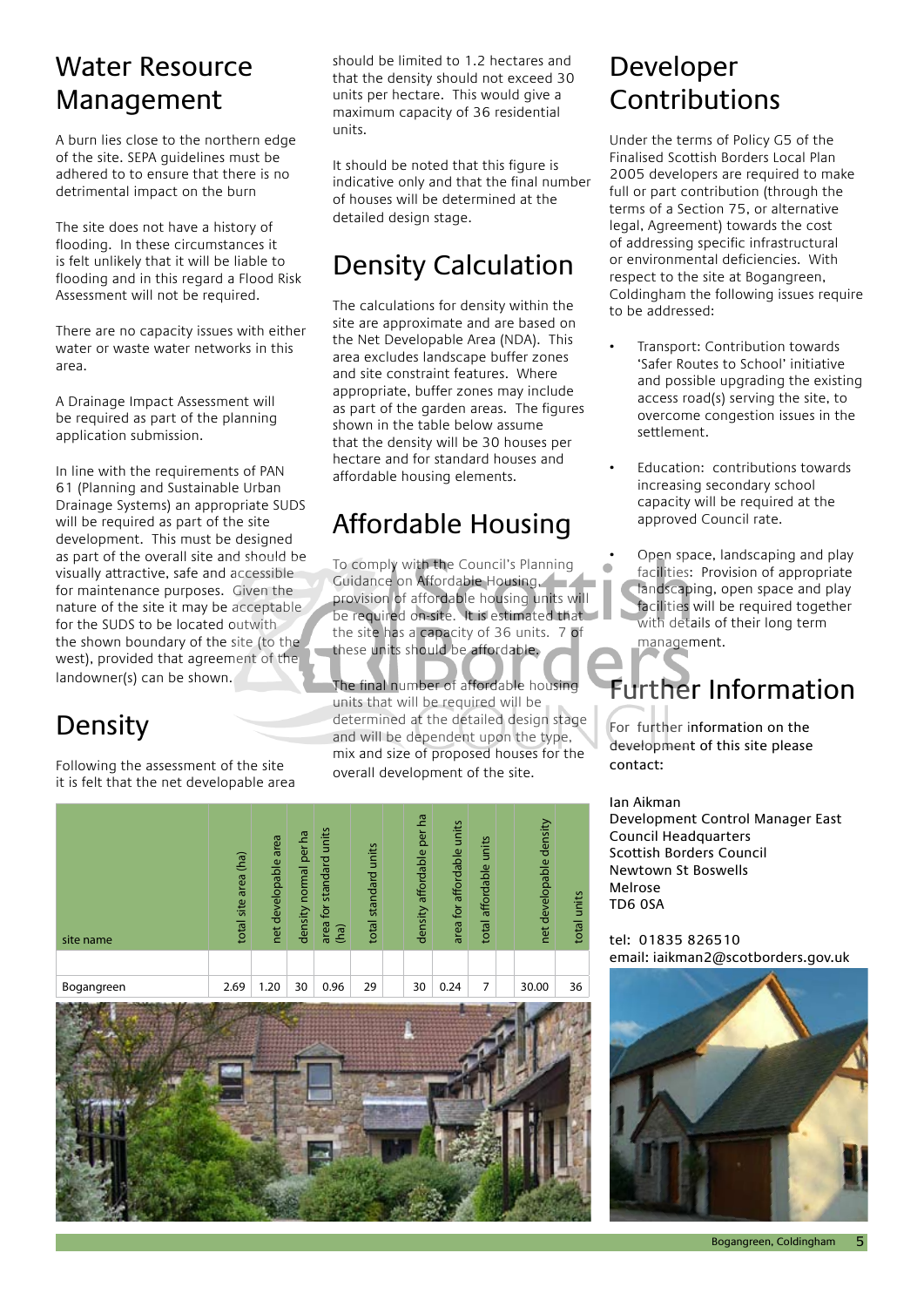## Water Resource Management

A burn lies close to the northern edge of the site. SEPA guidelines must be adhered to to ensure that there is no detrimental impact on the burn

The site does not have a history of flooding. In these circumstances it is felt unlikely that it will be liable to flooding and in this regard a Flood Risk Assessment will not be required.

There are no capacity issues with either water or waste water networks in this area.

A Drainage Impact Assessment will be required as part of the planning application submission.

In line with the requirements of PAN 61 (Planning and Sustainable Urban Drainage Systems) an appropriate SUDS will be required as part of the site development. This must be designed as part of the overall site and should be visually attractive, safe and accessible for maintenance purposes. Given the nature of the site it may be acceptable for the SUDS to be located outwith the shown boundary of the site (to the west), provided that agreement of the landowner(s) can be shown.

## Density

Following the assessment of the site it is felt that the net developable area should be limited to 1.2 hectares and that the density should not exceed 30 units per hectare. This would give a maximum capacity of 36 residential units.

It should be noted that this figure is indicative only and that the final number of houses will be determined at the detailed design stage.

## Density Calculation

The calculations for density within the site are approximate and are based on the Net Developable Area (NDA). This area excludes landscape buffer zones and site constraint features. Where appropriate, buffer zones may include as part of the garden areas. The figures shown in the table below assume that the density will be 30 houses per hectare and for standard houses and affordable housing elements.

## Affordable Housing

To comply with the Council's Planning Guidance on Affordable Housing, provision of affordable housing units will be required on-site. It is estimated that the site has a capacity of 36 units. 7 of these units should be affordable.

The final number of affordable housing units that will be required will be determined at the detailed design stage and will be dependent upon the type, mix and size of proposed houses for the overall development of the site.

| site name | total site area (ha) | net developable area | density normal per ha | area for standard units (ha) | total standard units | | density affordable per ha | area for affordable units | total affordable units | | net developable density | total units |
|---|---|---|---|---|---|---|---|---|---|---|---|---|
| Bogangreen | 2.69 | 1.20 | 30 | 0.96 | 29 | | 30 | 0.24 | 7 | | 30.00 | 36 |

## Developer Contributions

Under the terms of Policy G5 of the Finalised Scottish Borders Local Plan 2005 developers are required to make full or part contribution (through the terms of a Section 75, or alternative legal, Agreement) towards the cost of addressing specific infrastructural or environmental deficiencies. With respect to the site at Bogangreen, Coldingham the following issues require to be addressed:

- Transport: Contribution towards 'Safer Routes to School' initiative and possible upgrading the existing access road(s) serving the site, to overcome congestion issues in the settlement.
- Education: contributions towards increasing secondary school capacity will be required at the approved Council rate.
- Open space, landscaping and play facilities: Provision of appropriate landscaping, open space and play facilities will be required together with details of their long term management.

## Further Information

For further information on the development of this site please contact:

Ian Aikman
Development Control Manager East
Council Headquarters
Scottish Borders Council
Newtown St Boswells
Melrose
TD6 0SA

tel: 01835 826510
email: iaikman2@scotborders.gov.uk